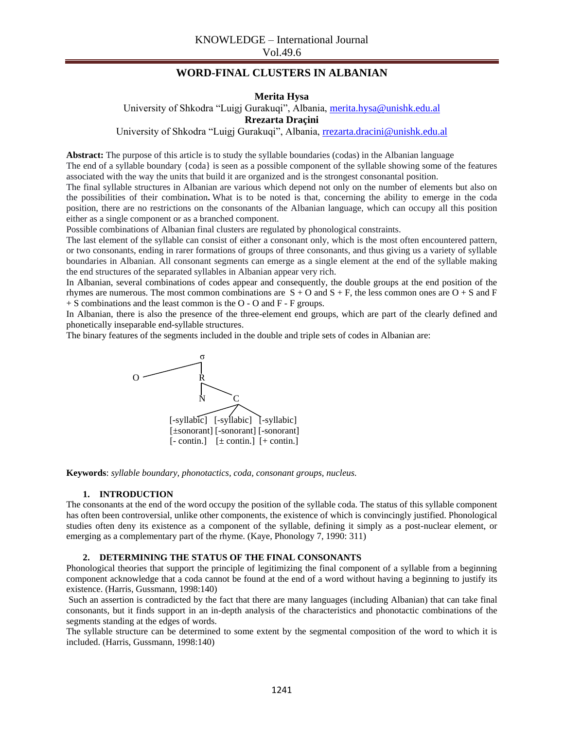# WORD-FINAL CLUSTERS IN ALBANIAN

**Merita Hysa**

University of Shkodra "Luigj Gurakuqi", Albania, merita.hysa@unishk.edu.al

**Rrezarta Draçini**

University of Shkodra "Luigj Gurakuqi", Albania, rrezarta.dracini@unishk.edu.al

**Abstract:** The purpose of this article is to study the syllable boundaries (codas) in the Albanian language

The end of a syllable boundary {coda} is seen as a possible component of the syllable showing some of the features associated with the way the units that build it are organized and is the strongest consonantal position.

The final syllable structures in Albanian are various which depend not only on the number of elements but also on the possibilities of their combination**.** What is to be noted is that, concerning the ability to emerge in the coda position, there are no restrictions on the consonants of the Albanian language, which can occupy all this position either as a single component or as a branched component.

Possible combinations of Albanian final clusters are regulated by phonological constraints.

The last element of the syllable can consist of either a consonant only, which is the most often encountered pattern, or two consonants, ending in rarer formations of groups of three consonants, and thus giving us a variety of syllable boundaries in Albanian. All consonant segments can emerge as a single element at the end of the syllable making the end structures of the separated syllables in Albanian appear very rich.

In Albanian, several combinations of codes appear and consequently, the double groups at the end position of the rhymes are numerous. The most common combinations are S + O and S + F, the less common ones are O + S and F + S combinations and the least common is the O - O and F - F groups.

In Albanian, there is also the presence of the three-element end groups, which are part of the clearly defined and phonetically inseparable end-syllable structures.

The binary features of the segments included in the double and triple sets of codes in Albanian are:

```
            σ
O ----------|
            R
            |\
            N  C
             / | \
[-syllabic]   [-syllabic]   [-syllabic]
[±sonorant]   [-sonorant]   [-sonorant]
[- contin.]   [± contin.]   [+ contin.]
```

**Keywords**: *syllable boundary, phonotactics, coda, consonant groups, nucleus.*

## 1. INTRODUCTION

The consonants at the end of the word occupy the position of the syllable coda. The status of this syllable component has often been controversial, unlike other components, the existence of which is convincingly justified. Phonological studies often deny its existence as a component of the syllable, defining it simply as a post-nuclear element, or emerging as a complementary part of the rhyme. (Kaye, Phonology 7, 1990: 311)

## 2. DETERMINING THE STATUS OF THE FINAL CONSONANTS

Phonological theories that support the principle of legitimizing the final component of a syllable from a beginning component acknowledge that a coda cannot be found at the end of a word without having a beginning to justify its existence. (Harris, Gussmann, 1998:140)

Such an assertion is contradicted by the fact that there are many languages (including Albanian) that can take final consonants, but it finds support in an in-depth analysis of the characteristics and phonotactic combinations of the segments standing at the edges of words.

The syllable structure can be determined to some extent by the segmental composition of the word to which it is included. (Harris, Gussmann, 1998:140)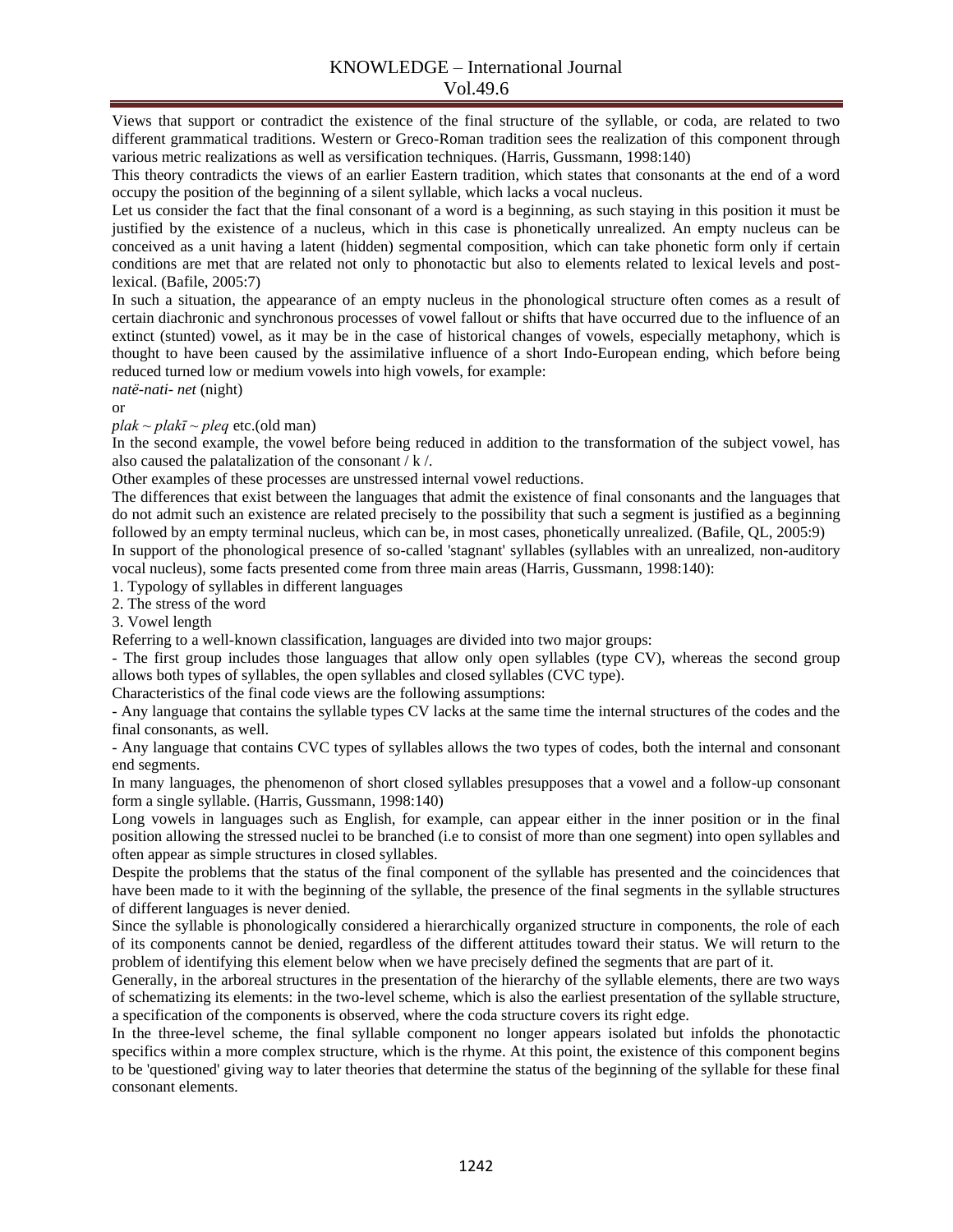Views that support or contradict the existence of the final structure of the syllable, or coda, are related to two different grammatical traditions. Western or Greco-Roman tradition sees the realization of this component through various metric realizations as well as versification techniques. (Harris, Gussmann, 1998:140)

This theory contradicts the views of an earlier Eastern tradition, which states that consonants at the end of a word occupy the position of the beginning of a silent syllable, which lacks a vocal nucleus.

Let us consider the fact that the final consonant of a word is a beginning, as such staying in this position it must be justified by the existence of a nucleus, which in this case is phonetically unrealized. An empty nucleus can be conceived as a unit having a latent (hidden) segmental composition, which can take phonetic form only if certain conditions are met that are related not only to phonotactic but also to elements related to lexical levels and post-lexical. (Bafile, 2005:7)

In such a situation, the appearance of an empty nucleus in the phonological structure often comes as a result of certain diachronic and synchronous processes of vowel fallout or shifts that have occurred due to the influence of an extinct (stunted) vowel, as it may be in the case of historical changes of vowels, especially metaphony, which is thought to have been caused by the assimilative influence of a short Indo-European ending, which before being reduced turned low or medium vowels into high vowels, for example:

*natë-nati- net* (night)

or

*plak ~ plakī ~ pleq* etc.(old man)

In the second example, the vowel before being reduced in addition to the transformation of the subject vowel, has also caused the palatalization of the consonant / k /.

Other examples of these processes are unstressed internal vowel reductions.

The differences that exist between the languages that admit the existence of final consonants and the languages that do not admit such an existence are related precisely to the possibility that such a segment is justified as a beginning followed by an empty terminal nucleus, which can be, in most cases, phonetically unrealized. (Bafile, QL, 2005:9)

In support of the phonological presence of so-called 'stagnant' syllables (syllables with an unrealized, non-auditory vocal nucleus), some facts presented come from three main areas (Harris, Gussmann, 1998:140):

1. Typology of syllables in different languages
2. The stress of the word
3. Vowel length

Referring to a well-known classification, languages are divided into two major groups:

- The first group includes those languages that allow only open syllables (type CV), whereas the second group allows both types of syllables, the open syllables and closed syllables (CVC type).

Characteristics of the final code views are the following assumptions:

- Any language that contains the syllable types CV lacks at the same time the internal structures of the codes and the final consonants, as well.
- Any language that contains CVC types of syllables allows the two types of codes, both the internal and consonant end segments.

In many languages, the phenomenon of short closed syllables presupposes that a vowel and a follow-up consonant form a single syllable. (Harris, Gussmann, 1998:140)

Long vowels in languages such as English, for example, can appear either in the inner position or in the final position allowing the stressed nuclei to be branched (i.e to consist of more than one segment) into open syllables and often appear as simple structures in closed syllables.

Despite the problems that the status of the final component of the syllable has presented and the coincidences that have been made to it with the beginning of the syllable, the presence of the final segments in the syllable structures of different languages is never denied.

Since the syllable is phonologically considered a hierarchically organized structure in components, the role of each of its components cannot be denied, regardless of the different attitudes toward their status. We will return to the problem of identifying this element below when we have precisely defined the segments that are part of it.

Generally, in the arboreal structures in the presentation of the hierarchy of the syllable elements, there are two ways of schematizing its elements: in the two-level scheme, which is also the earliest presentation of the syllable structure, a specification of the components is observed, where the coda structure covers its right edge.

In the three-level scheme, the final syllable component no longer appears isolated but infolds the phonotactic specifics within a more complex structure, which is the rhyme. At this point, the existence of this component begins to be 'questioned' giving way to later theories that determine the status of the beginning of the syllable for these final consonant elements.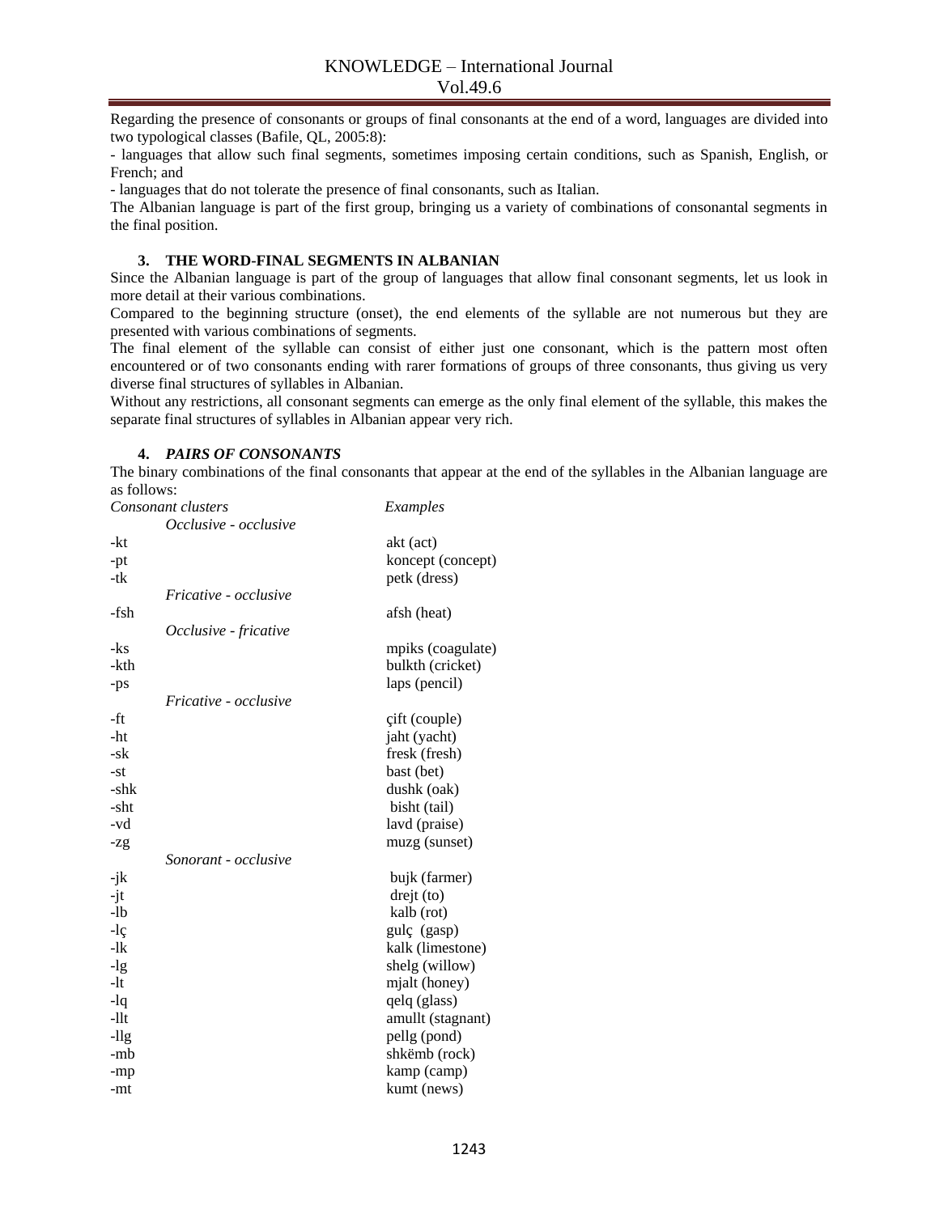Regarding the presence of consonants or groups of final consonants at the end of a word, languages are divided into two typological classes (Bafile, QL, 2005:8):

- languages that allow such final segments, sometimes imposing certain conditions, such as Spanish, English, or French; and
- languages that do not tolerate the presence of final consonants, such as Italian.

The Albanian language is part of the first group, bringing us a variety of combinations of consonantal segments in the final position.

## 3. THE WORD-FINAL SEGMENTS IN ALBANIAN

Since the Albanian language is part of the group of languages that allow final consonant segments, let us look in more detail at their various combinations.

Compared to the beginning structure (onset), the end elements of the syllable are not numerous but they are presented with various combinations of segments.

The final element of the syllable can consist of either just one consonant, which is the pattern most often encountered or of two consonants ending with rarer formations of groups of three consonants, thus giving us very diverse final structures of syllables in Albanian.

Without any restrictions, all consonant segments can emerge as the only final element of the syllable, this makes the separate final structures of syllables in Albanian appear very rich.

## 4. *PAIRS OF CONSONANTS*

The binary combinations of the final consonants that appear at the end of the syllables in the Albanian language are as follows:

| *Consonant clusters* | *Examples* |
|---|---|
| *Occlusive - occlusive* | |
| -kt | akt (act) |
| -pt | koncept (concept) |
| -tk | petk (dress) |
| *Fricative - occlusive* | |
| -fsh | afsh (heat) |
| *Occlusive - fricative* | |
| -ks | mpiks (coagulate) |
| -kth | bulkth (cricket) |
| -ps | laps (pencil) |
| *Fricative - occlusive* | |
| -ft | çift (couple) |
| -ht | jaht (yacht) |
| -sk | fresk (fresh) |
| -st | bast (bet) |
| -shk | dushk (oak) |
| -sht | bisht (tail) |
| -vd | lavd (praise) |
| -zg | muzg (sunset) |
| *Sonorant - occlusive* | |
| -jk | bujk (farmer) |
| -jt | drejt (to) |
| -lb | kalb (rot) |
| -lç | gulç (gasp) |
| -lk | kalk (limestone) |
| -lg | shelg (willow) |
| -lt | mjalt (honey) |
| -lq | qelq (glass) |
| -llt | amullt (stagnant) |
| -llg | pellg (pond) |
| -mb | shkëmb (rock) |
| -mp | kamp (camp) |
| -mt | kumt (news) |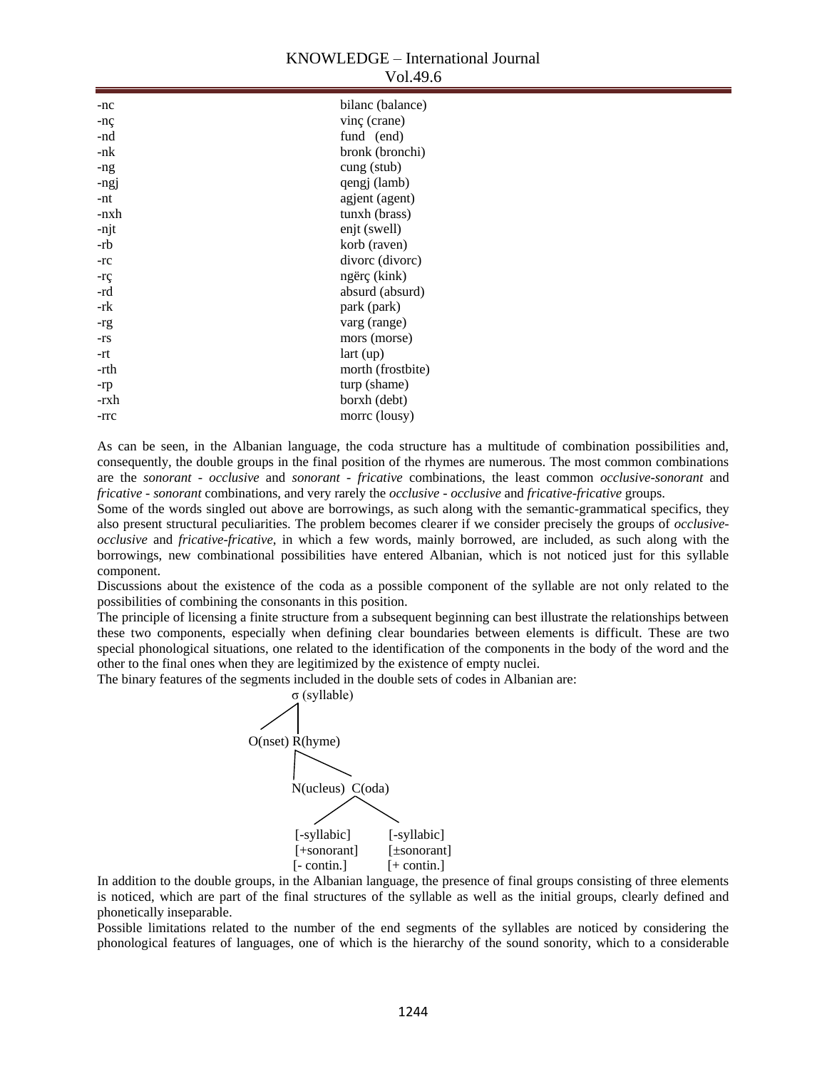| | |
|---|---|
| -nc | bilanc (balance) |
| -nç | vinç (crane) |
| -nd | fund (end) |
| -nk | bronk (bronchi) |
| -ng | cung (stub) |
| -ngj | qengj (lamb) |
| -nt | agjent (agent) |
| -nxh | tunxh (brass) |
| -njt | enjt (swell) |
| -rb | korb (raven) |
| -rc | divorc (divorc) |
| -rç | ngërç (kink) |
| -rd | absurd (absurd) |
| -rk | park (park) |
| -rg | varg (range) |
| -rs | mors (morse) |
| -rt | lart (up) |
| -rth | morth (frostbite) |
| -rp | turp (shame) |
| -rxh | borxh (debt) |
| -rrc | morrc (lousy) |

As can be seen, in the Albanian language, the coda structure has a multitude of combination possibilities and, consequently, the double groups in the final position of the rhymes are numerous. The most common combinations are the *sonorant - occlusive* and *sonorant - fricative* combinations, the least common *occlusive-sonorant* and *fricative - sonorant* combinations, and very rarely the *occlusive - occlusive* and *fricative-fricative* groups.

Some of the words singled out above are borrowings, as such along with the semantic-grammatical specifics, they also present structural peculiarities. The problem becomes clearer if we consider precisely the groups of *occlusive-occlusive* and *fricative-fricative*, in which a few words, mainly borrowed, are included, as such along with the borrowings, new combinational possibilities have entered Albanian, which is not noticed just for this syllable component.

Discussions about the existence of the coda as a possible component of the syllable are not only related to the possibilities of combining the consonants in this position.

The principle of licensing a finite structure from a subsequent beginning can best illustrate the relationships between these two components, especially when defining clear boundaries between elements is difficult. These are two special phonological situations, one related to the identification of the components in the body of the word and the other to the final ones when they are legitimized by the existence of empty nuclei.

The binary features of the segments included in the double sets of codes in Albanian are:

```
                 σ (syllable)
                /|
               / |
         O(nset) R(hyme)
                 |\
                 | \
           N(ucleus)  C(oda)
                     /    \
                    /      \
           [-syllabic]     [-syllabic]
           [+sonorant]     [±sonorant]
           [- contin.]     [+ contin.]
```

In addition to the double groups, in the Albanian language, the presence of final groups consisting of three elements is noticed, which are part of the final structures of the syllable as well as the initial groups, clearly defined and phonetically inseparable.

Possible limitations related to the number of the end segments of the syllables are noticed by considering the phonological features of languages, one of which is the hierarchy of the sound sonority, which to a considerable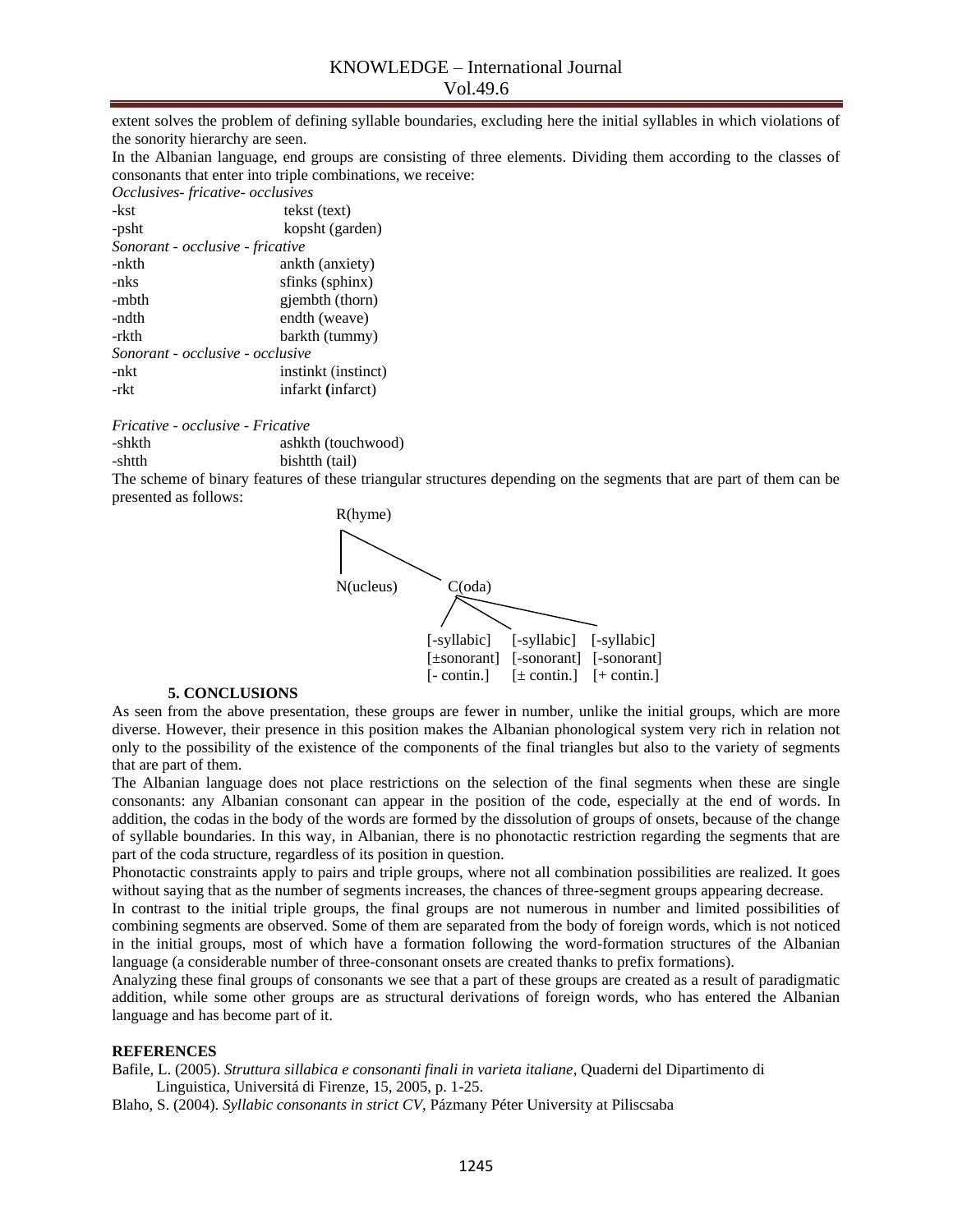extent solves the problem of defining syllable boundaries, excluding here the initial syllables in which violations of the sonority hierarchy are seen.

In the Albanian language, end groups are consisting of three elements. Dividing them according to the classes of consonants that enter into triple combinations, we receive:

*Occlusives- fricative- occlusives*

| | |
|---|---|
| -kst | tekst (text) |
| -psht | kopsht (garden) |

*Sonorant - occlusive - fricative*

| | |
|---|---|
| -nkth | ankth (anxiety) |
| -nks | sfinks (sphinx) |
| -mbth | gjembth (thorn) |
| -ndth | endth (weave) |
| -rkth | barkth (tummy) |

*Sonorant - occlusive - occlusive*

| | |
|---|---|
| -nkt | instinkt (instinct) |
| -rkt | infarkt **(**infarct) |

*Fricative - occlusive - Fricative*

| | |
|---|---|
| -shkth | ashkth (touchwood) |
| -shtth | bishtth (tail) |

The scheme of binary features of these triangular structures depending on the segments that are part of them can be presented as follows:

```
R(hyme)
├── N(ucleus)
└── C(oda)
    ├── [-syllabic]  [±sonorant]  [- contin.]
    ├── [-syllabic]  [-sonorant]  [± contin.]
    └── [-syllabic]  [-sonorant]  [+ contin.]
```

## 5. CONCLUSIONS

As seen from the above presentation, these groups are fewer in number, unlike the initial groups, which are more diverse. However, their presence in this position makes the Albanian phonological system very rich in relation not only to the possibility of the existence of the components of the final triangles but also to the variety of segments that are part of them.

The Albanian language does not place restrictions on the selection of the final segments when these are single consonants: any Albanian consonant can appear in the position of the code, especially at the end of words. In addition, the codas in the body of the words are formed by the dissolution of groups of onsets, because of the change of syllable boundaries. In this way, in Albanian, there is no phonotactic restriction regarding the segments that are part of the coda structure, regardless of its position in question.

Phonotactic constraints apply to pairs and triple groups, where not all combination possibilities are realized. It goes without saying that as the number of segments increases, the chances of three-segment groups appearing decrease.

In contrast to the initial triple groups, the final groups are not numerous in number and limited possibilities of combining segments are observed. Some of them are separated from the body of foreign words, which is not noticed in the initial groups, most of which have a formation following the word-formation structures of the Albanian language (a considerable number of three-consonant onsets are created thanks to prefix formations).

Analyzing these final groups of consonants we see that a part of these groups are created as a result of paradigmatic addition, while some other groups are as structural derivations of foreign words, who has entered the Albanian language and has become part of it.

## REFERENCES

Bafile, L. (2005). *Struttura sillabica e consonanti finali in varieta italiane*, Quaderni del Dipartimento di Linguistica, Universitá di Firenze, 15, 2005, p. 1-25.

Blaho, S. (2004). *Syllabic consonants in strict CV*, Pázmany Péter University at Piliscsaba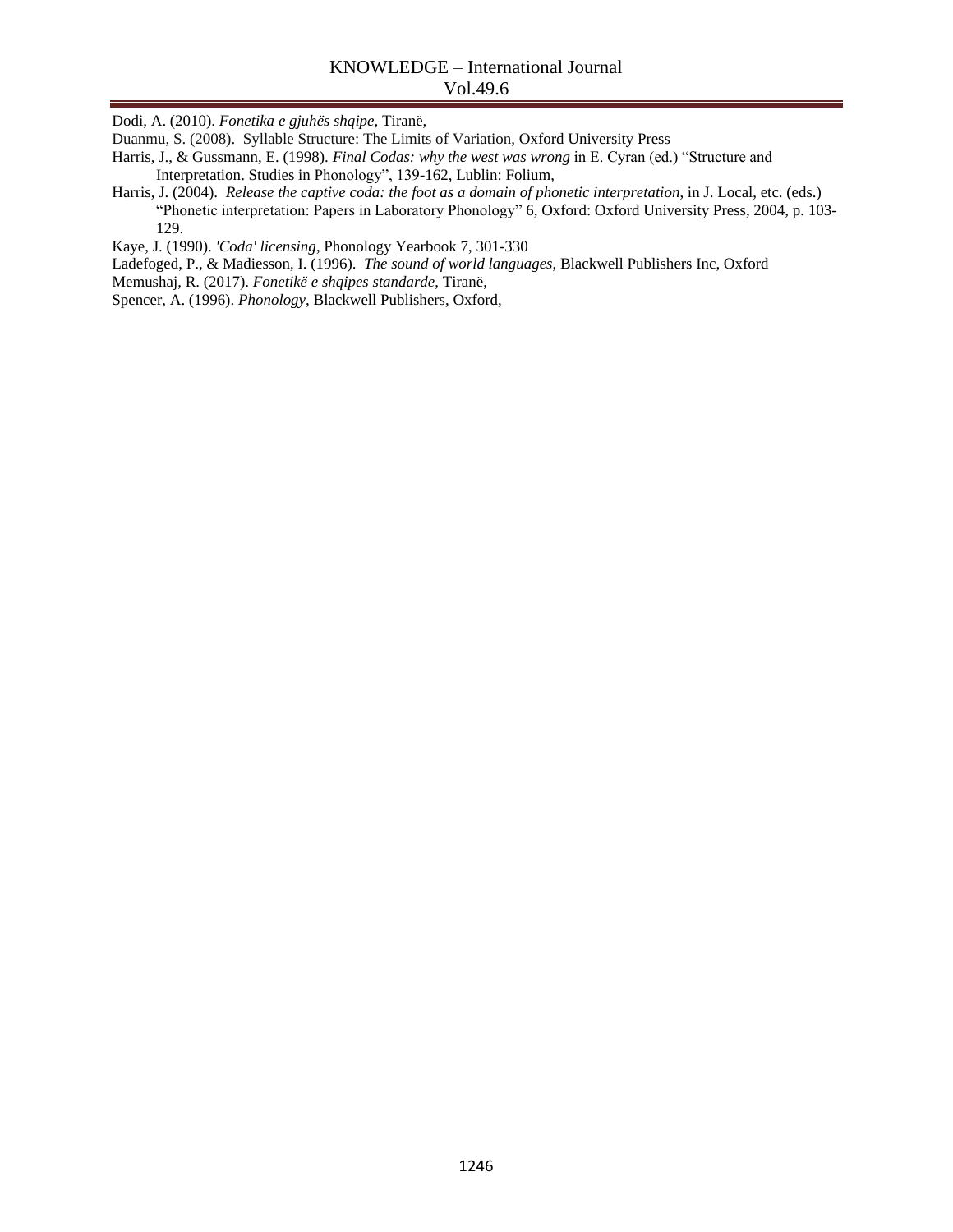Dodi, A. (2010). *Fonetika e gjuhës shqipe,* Tiranë,

Duanmu, S. (2008). Syllable Structure: The Limits of Variation, Oxford University Press

Harris, J., & Gussmann, E. (1998). *Final Codas: why the west was wrong* in E. Cyran (ed.) "Structure and Interpretation. Studies in Phonology", 139-162, Lublin: Folium,

Harris, J. (2004). *Release the captive coda: the foot as a domain of phonetic interpretation,* in J. Local, etc. (eds.) "Phonetic interpretation: Papers in Laboratory Phonology" 6, Oxford: Oxford University Press, 2004, p. 103-129.

Kaye, J. (1990). *'Coda' licensing*, Phonology Yearbook 7, 301-330

Ladefoged, P., & Madiesson, I. (1996). *The sound of world languages*, Blackwell Publishers Inc, Oxford

Memushaj, R. (2017). *Fonetikë e shqipes standarde*, Tiranë,

Spencer, A. (1996). *Phonology*, Blackwell Publishers, Oxford,